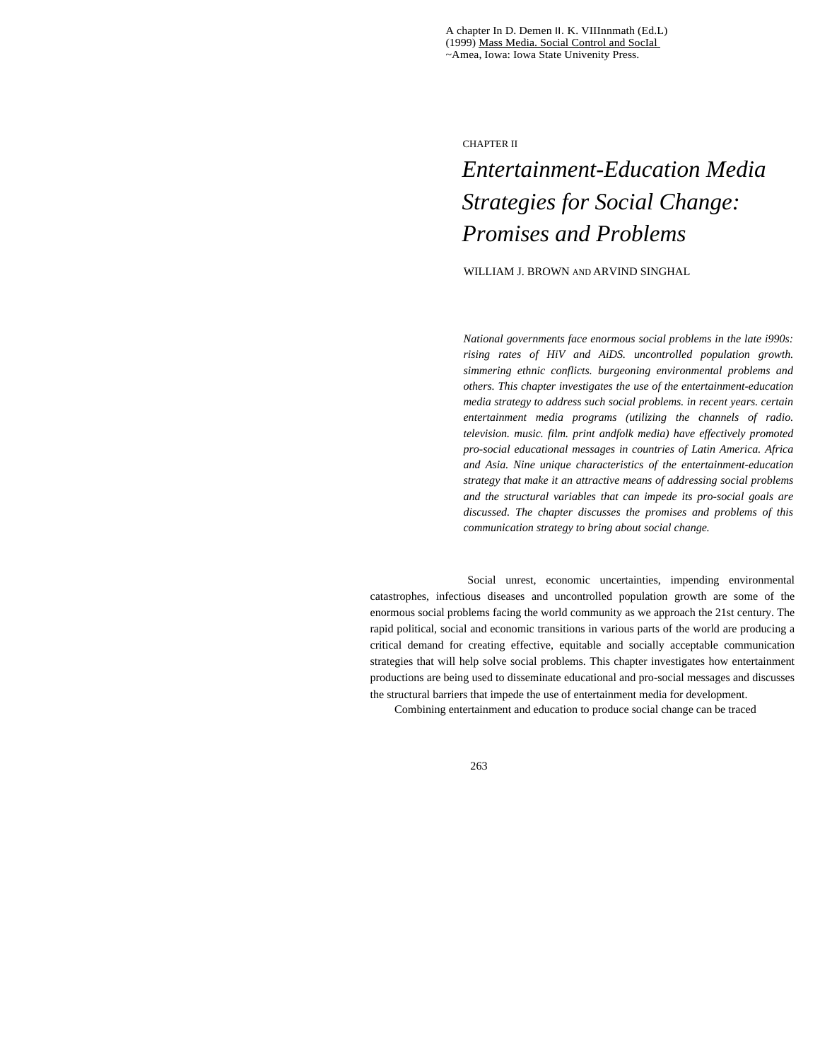A chapter In D. Demen II. K. VIIInnmath (Ed.L)
(1999) Mass Media. Social Control and SocIal
~Amea, Iowa: Iowa State Univenity Press.

CHAPTER II

# *Entertainment-Education Media Strategies for Social Change: Promises and Problems*

WILLIAM J. BROWN AND ARVIND SINGHAL

*National governments face enormous social problems in the late i990s: rising rates of HiV and AiDS. uncontrolled population growth. simmering ethnic conflicts. burgeoning environmental problems and others. This chapter investigates the use of the entertainment-education media strategy to address such social problems. in recent years. certain entertainment media programs (utilizing the channels of radio. television. music. film. print andfolk media) have effectively promoted pro-social educational messages in countries of Latin America. Africa and Asia. Nine unique characteristics of the entertainment-education strategy that make it an attractive means of addressing social problems and the structural variables that can impede its pro-social goals are discussed. The chapter discusses the promises and problems of this communication strategy to bring about social change.*

Social unrest, economic uncertainties, impending environmental catastrophes, infectious diseases and uncontrolled population growth are some of the enormous social problems facing the world community as we approach the 21st century. The rapid political, social and economic transitions in various parts of the world are producing a critical demand for creating effective, equitable and socially acceptable communication strategies that will help solve social problems. This chapter investigates how entertainment productions are being used to disseminate educational and pro-social messages and discusses the structural barriers that impede the use of entertainment media for development.

Combining entertainment and education to produce social change can be traced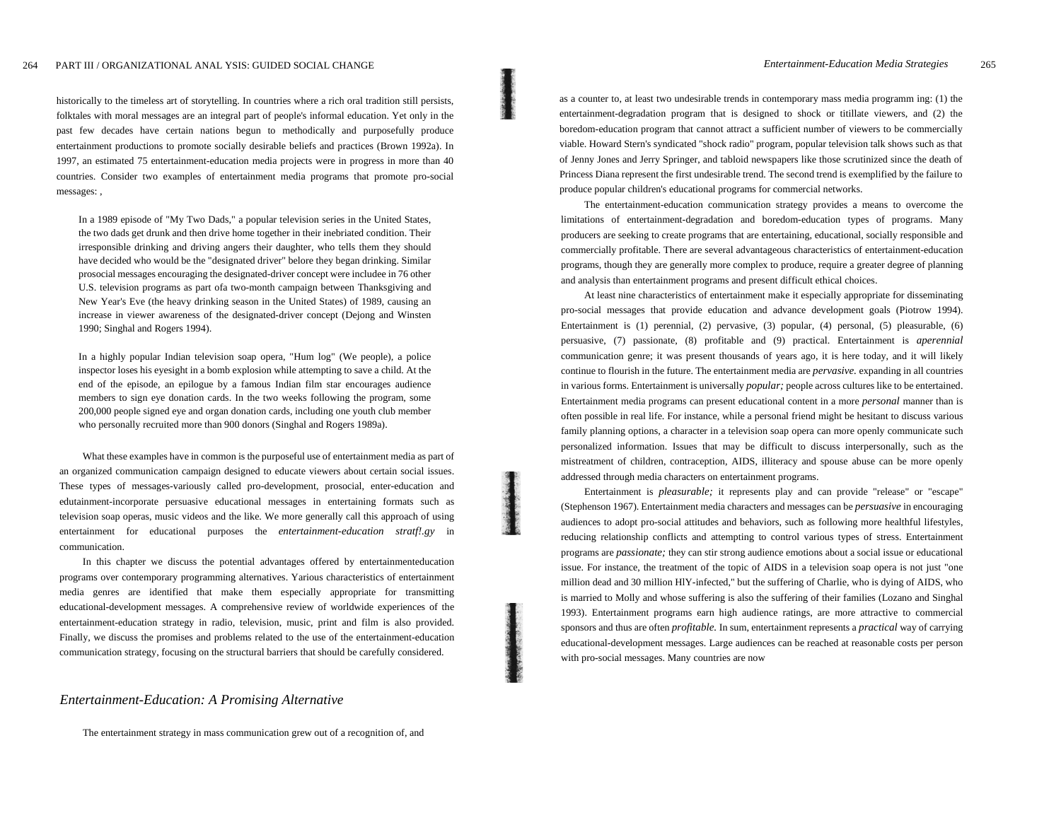historically to the timeless art of storytelling. In countries where a rich oral tradition still persists, folktales with moral messages are an integral part of people's informal education. Yet only in the past few decades have certain nations begun to methodically and purposefully produce entertainment productions to promote socially desirable beliefs and practices (Brown 1992a). In 1997, an estimated 75 entertainment-education media projects were in progress in more than 40 countries. Consider two examples of entertainment media programs that promote pro-social messages: ,

> In a 1989 episode of "My Two Dads," a popular television series in the United States, the two dads get drunk and then drive home together in their inebriated condition. Their irresponsible drinking and driving angers their daughter, who tells them they should have decided who would be the "designated driver" before they began drinking. Similar prosocial messages encouraging the designated-driver concept were includee in 76 other U.S. television programs as part ofa two-month campaign between Thanksgiving and New Year's Eve (the heavy drinking season in the United States) of 1989, causing an increase in viewer awareness of the designated-driver concept (Dejong and Winsten 1990; Singhal and Rogers 1994).

> In a highly popular Indian television soap opera, "Hum log" (We people), a police inspector loses his eyesight in a bomb explosion while attempting to save a child. At the end of the episode, an epilogue by a famous Indian film star encourages audience members to sign eye donation cards. In the two weeks following the program, some 200,000 people signed eye and organ donation cards, including one youth club member who personally recruited more than 900 donors (Singhal and Rogers 1989a).

What these examples have in common is the purposeful use of entertainment media as part of an organized communication campaign designed to educate viewers about certain social issues. These types of messages-variously called pro-development, prosocial, enter-education and edutainment-incorporate persuasive educational messages in entertaining formats such as television soap operas, music videos and the like. We more generally call this approach of using entertainment for educational purposes the *entertainment-education stratf!.gy* in communication.

In this chapter we discuss the potential advantages offered by entertainmenteducation programs over contemporary programming alternatives. Various characteristics of entertainment media genres are identified that make them especially appropriate for transmitting educational-development messages. A comprehensive review of worldwide experiences of the entertainment-education strategy in radio, television, music, print and film is also provided. Finally, we discuss the promises and problems related to the use of the entertainment-education communication strategy, focusing on the structural barriers that should be carefully considered.

## *Entertainment-Education: A Promising Alternative*

The entertainment strategy in mass communication grew out of a recognition of, and as a counter to, at least two undesirable trends in contemporary mass media programm ing: (1) the entertainment-degradation program that is designed to shock or titillate viewers, and (2) the boredom-education program that cannot attract a sufficient number of viewers to be commercially viable. Howard Stern's syndicated "shock radio" program, popular television talk shows such as that of Jenny Jones and Jerry Springer, and tabloid newspapers like those scrutinized since the death of Princess Diana represent the first undesirable trend. The second trend is exemplified by the failure to produce popular children's educational programs for commercial networks.

The entertainment-education communication strategy provides a means to overcome the limitations of entertainment-degradation and boredom-education types of programs. Many producers are seeking to create programs that are entertaining, educational, socially responsible and commercially profitable. There are several advantageous characteristics of entertainment-education programs, though they are generally more complex to produce, require a greater degree of planning and analysis than entertainment programs and present difficult ethical choices.

At least nine characteristics of entertainment make it especially appropriate for disseminating pro-social messages that provide education and advance development goals (Piotrow 1994). Entertainment is (1) perennial, (2) pervasive, (3) popular, (4) personal, (5) pleasurable, (6) persuasive, (7) passionate, (8) profitable and (9) practical. Entertainment is *aperennial* communication genre; it was present thousands of years ago, it is here today, and it will likely continue to flourish in the future. The entertainment media are *pervasive.* expanding in all countries in various forms. Entertainment is universally *popular;* people across cultures like to be entertained. Entertainment media programs can present educational content in a more *personal* manner than is often possible in real life. For instance, while a personal friend might be hesitant to discuss various family planning options, a character in a television soap opera can more openly communicate such personalized information. Issues that may be difficult to discuss interpersonally, such as the mistreatment of children, contraception, AIDS, illiteracy and spouse abuse can be more openly addressed through media characters on entertainment programs.

Entertainment is *pleasurable;* it represents play and can provide "release" or "escape" (Stephenson 1967). Entertainment media characters and messages can be *persuasive* in encouraging audiences to adopt pro-social attitudes and behaviors, such as following more healthful lifestyles, reducing relationship conflicts and attempting to control various types of stress. Entertainment programs are *passionate;* they can stir strong audience emotions about a social issue or educational issue. For instance, the treatment of the topic of AIDS in a television soap opera is not just "one million dead and 30 million HIY-infected," but the suffering of Charlie, who is dying of AIDS, who is married to Molly and whose suffering is also the suffering of their families (Lozano and Singhal 1993). Entertainment programs earn high audience ratings, are more attractive to commercial sponsors and thus are often *profitable.* In sum, entertainment represents a *practical* way of carrying educational-development messages. Large audiences can be reached at reasonable costs per person with pro-social messages. Many countries are now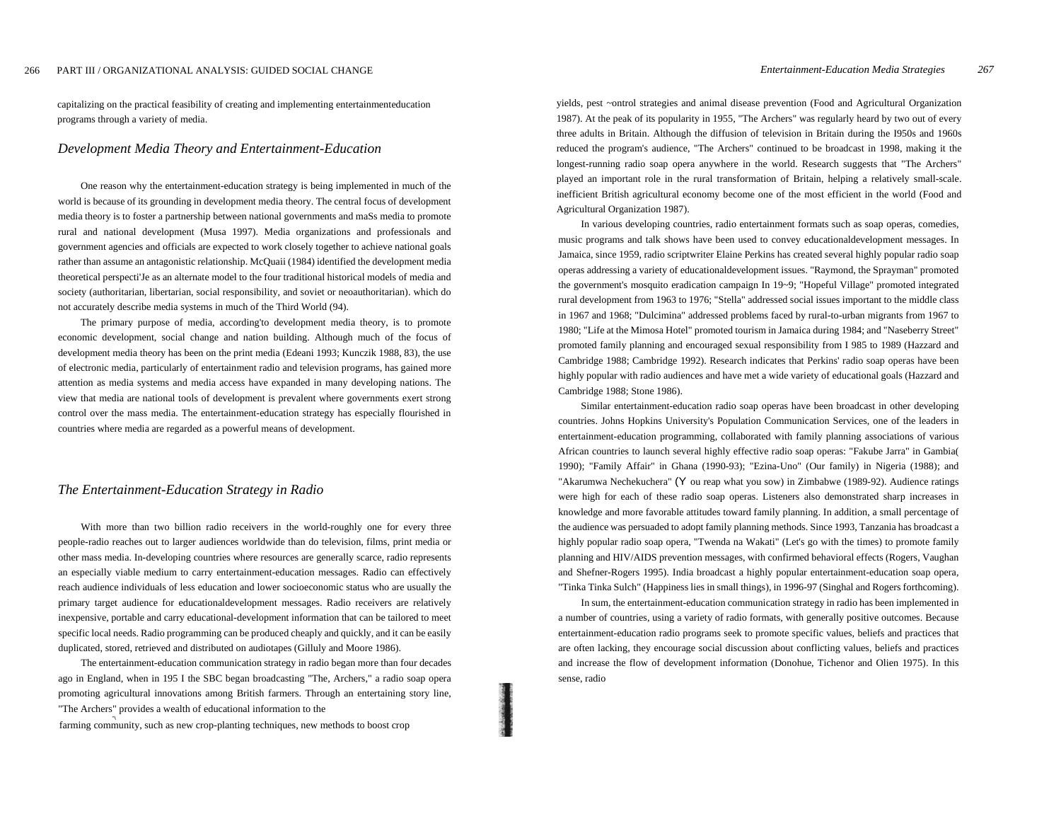capitalizing on the practical feasibility of creating and implementing entertainmenteducation programs through a variety of media.

## *Development Media Theory and Entertainment-Education*

One reason why the entertainment-education strategy is being implemented in much of the world is because of its grounding in development media theory. The central focus of development media theory is to foster a partnership between national governments and maSs media to promote rural and national development (Musa 1997). Media organizations and professionals and government agencies and officials are expected to work closely together to achieve national goals rather than assume an antagonistic relationship. McQuaii (1984) identified the development media theoretical perspecti'Je as an alternate model to the four traditional historical models of media and society (authoritarian, libertarian, social responsibility, and soviet or neoauthoritarian). which do not accurately describe media systems in much of the Third World (94).

The primary purpose of media, according'to development media theory, is to promote economic development, social change and nation building. Although much of the focus of development media theory has been on the print media (Edeani 1993; Kunczik 1988, 83), the use of electronic media, particularly of entertainment radio and television programs, has gained more attention as media systems and media access have expanded in many developing nations. The view that media are national tools of development is prevalent where governments exert strong control over the mass media. The entertainment-education strategy has especially flourished in countries where media are regarded as a powerful means of development.

## *The Entertainment-Education Strategy in Radio*

With more than two billion radio receivers in the world-roughly one for every three people-radio reaches out to larger audiences worldwide than do television, films, print media or other mass media. In-developing countries where resources are generally scarce, radio represents an especially viable medium to carry entertainment-education messages. Radio can effectively reach audience individuals of less education and lower socioeconomic status who are usually the primary target audience for educationaldevelopment messages. Radio receivers are relatively inexpensive, portable and carry educational-development information that can be tailored to meet specific local needs. Radio programming can be produced cheaply and quickly, and it can be easily duplicated, stored, retrieved and distributed on audiotapes (Gilluly and Moore 1986).

The entertainment-education communication strategy in radio began more than four decades ago in England, when in 195 I the SBC began broadcasting "The, Archers," a radio soap opera promoting agricultural innovations among British farmers. Through an entertaining story line, "The Archers" provides a wealth of educational information to the farming community, such as new crop-planting techniques, new methods to boost crop yields, pest ~ontrol strategies and animal disease prevention (Food and Agricultural Organization 1987). At the peak of its popularity in 1955, "The Archers" was regularly heard by two out of every three adults in Britain. Although the diffusion of television in Britain during the I950s and 1960s reduced the program's audience, "The Archers" continued to be broadcast in 1998, making it the longest-running radio soap opera anywhere in the world. Research suggests that "The Archers" played an important role in the rural transformation of Britain, helping a relatively small-scale. inefficient British agricultural economy become one of the most efficient in the world (Food and Agricultural Organization 1987).

In various developing countries, radio entertainment formats such as soap operas, comedies, music programs and talk shows have been used to convey educationaldevelopment messages. In Jamaica, since 1959, radio scriptwriter Elaine Perkins has created several highly popular radio soap operas addressing a variety of educationaldevelopment issues. "Raymond, the Sprayman" promoted the government's mosquito eradication campaign In 19~9; "Hopeful Village" promoted integrated rural development from 1963 to 1976; "Stella" addressed social issues important to the middle class in 1967 and 1968; "Dulcimina" addressed problems faced by rural-to-urban migrants from 1967 to 1980; "Life at the Mimosa Hotel" promoted tourism in Jamaica during 1984; and "Naseberry Street" promoted family planning and encouraged sexual responsibility from I 985 to 1989 (Hazzard and Cambridge 1988; Cambridge 1992). Research indicates that Perkins' radio soap operas have been highly popular with radio audiences and have met a wide variety of educational goals (Hazzard and Cambridge 1988; Stone 1986).

Similar entertainment-education radio soap operas have been broadcast in other developing countries. Johns Hopkins University's Population Communication Services, one of the leaders in entertainment-education programming, collaborated with family planning associations of various African countries to launch several highly effective radio soap operas: "Fakube Jarra" in Gambia( 1990); "Family Affair" in Ghana (1990-93); "Ezina-Uno" (Our family) in Nigeria (1988); and "Akarumwa Nechekuchera" (Y ou reap what you sow) in Zimbabwe (1989-92). Audience ratings were high for each of these radio soap operas. Listeners also demonstrated sharp increases in knowledge and more favorable attitudes toward family planning. In addition, a small percentage of the audience was persuaded to adopt family planning methods. Since 1993, Tanzania has broadcast a highly popular radio soap opera, "Twenda na Wakati" (Let's go with the times) to promote family planning and HIV/AIDS prevention messages, with confirmed behavioral effects (Rogers, Vaughan and Shefner-Rogers 1995). India broadcast a highly popular entertainment-education soap opera, "Tinka Tinka Sulch" (Happiness lies in small things), in 1996-97 (Singhal and Rogers forthcoming).

In sum, the entertainment-education communication strategy in radio has been implemented in a number of countries, using a variety of radio formats, with generally positive outcomes. Because entertainment-education radio programs seek to promote specific values, beliefs and practices that are often lacking, they encourage social discussion about conflicting values, beliefs and practices and increase the flow of development information (Donohue, Tichenor and Olien 1975). In this sense, radio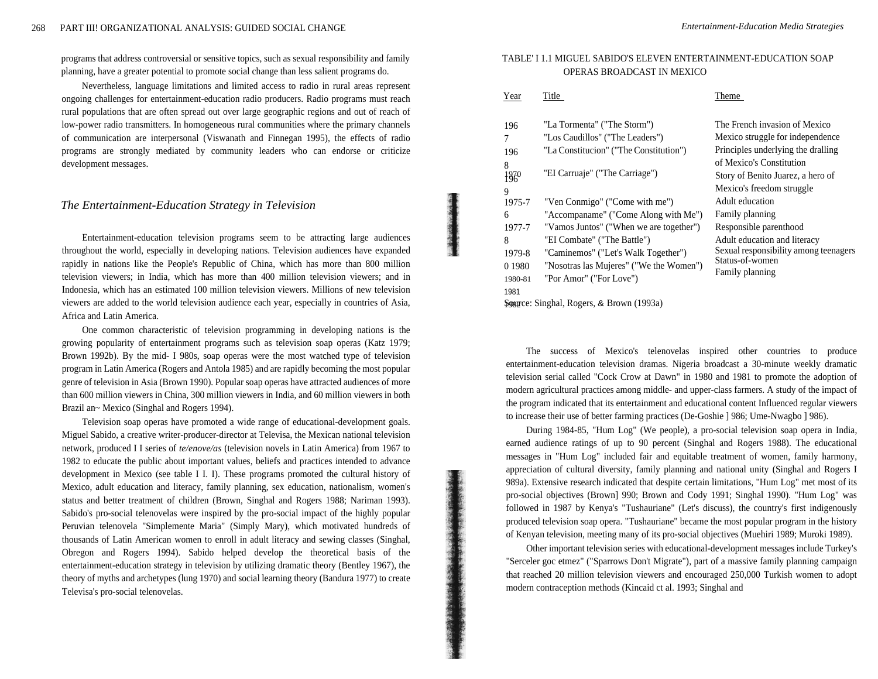programs that address controversial or sensitive topics, such as sexual responsibility and family planning, have a greater potential to promote social change than less salient programs do.

Nevertheless, language limitations and limited access to radio in rural areas represent ongoing challenges for entertainment-education radio producers. Radio programs must reach rural populations that are often spread out over large geographic regions and out of reach of low-power radio transmitters. In homogeneous rural communities where the primary channels of communication are interpersonal (Viswanath and Finnegan 1995), the effects of radio programs are strongly mediated by community leaders who can endorse or criticize development messages.

## The Entertainment-Education Strategy in Television

Entertainment-education television programs seem to be attracting large audiences throughout the world, especially in developing nations. Television audiences have expanded rapidly in nations like the People's Republic of China, which has more than 800 million television viewers; in India, which has more than 400 million television viewers; and in Indonesia, which has an estimated 100 million television viewers. Millions of new television viewers are added to the world television audience each year, especially in countries of Asia, Africa and Latin America.

One common characteristic of television programming in developing nations is the growing popularity of entertainment programs such as television soap operas (Katz 1979; Brown 1992b). By the mid- I 980s, soap operas were the most watched type of television program in Latin America (Rogers and Antola 1985) and are rapidly becoming the most popular genre of television in Asia (Brown 1990). Popular soap operas have attracted audiences of more than 600 million viewers in China, 300 million viewers in India, and 60 million viewers in both Brazil an~ Mexico (Singhal and Rogers 1994).

Television soap operas have promoted a wide range of educational-development goals. Miguel Sabido, a creative writer-producer-director at Televisa, the Mexican national television network, produced I I series of *te/enove/as* (television novels in Latin America) from 1967 to 1982 to educate the public about important values, beliefs and practices intended to advance development in Mexico (see table I I. I). These programs promoted the cultural history of Mexico, adult education and literacy, family planning, sex education, nationalism, women's status and better treatment of children (Brown, Singhal and Rogers 1988; Nariman 1993). Sabido's pro-social telenovelas were inspired by the pro-social impact of the highly popular Peruvian telenovela "Simplemente Maria" (Simply Mary), which motivated hundreds of thousands of Latin American women to enroll in adult literacy and sewing classes (Singhal, Obregon and Rogers 1994). Sabido helped develop the theoretical basis of the entertainment-education strategy in television by utilizing dramatic theory (Bentley 1967), the theory of myths and archetypes (lung 1970) and social learning theory (Bandura 1977) to create Televisa's pro-social telenovelas.

TABLE' I 1.1 MIGUEL SABIDO'S ELEVEN ENTERTAINMENT-EDUCATION SOAP OPERAS BROADCAST IN MEXICO

| Year | Title | Theme |
|---|---|---|
| 1967 | "La Tormenta" ("The Storm") | The French invasion of Mexico |
| 1968 | "Los Caudillos" ("The Leaders") | Mexico struggle for independence |
| 1969 | "La Constitucion" ("The Constitution") | Principles underlying the dralling of Mexico's Constitution |
| 1970 | "EI Carruaje" ("The Carriage") | Story of Benito Juarez, a hero of Mexico's freedom struggle |
| 1975-76 | "Ven Conmigo" ("Come with me") | Adult education |
| 1977-78 | "Accompaname" ("Come Along with Me") | Family planning |
| 1979-80 | "Vamos Juntos" ("When we are together") | Responsible parenthood |
| 1980 | "EI Combate" ("The Battle") | Adult education and literacy |
| 1980-81 | "Caminemos" ("Let's Walk Together") | Sexual responsibility among teenagers |
| 1981 | "Nosotras las Mujeres" ("We the Women") | Status-of-women |
| 1982 | "Por Amor" ("For Love") | Family planning |

Source: Singhal, Rogers, & Brown (1993a)

The success of Mexico's telenovelas inspired other countries to produce entertainment-education television dramas. Nigeria broadcast a 30-minute weekly dramatic television serial called "Cock Crow at Dawn" in 1980 and 1981 to promote the adoption of modern agricultural practices among middle- and upper-class farmers. A study of the impact of the program indicated that its entertainment and educational content Influenced regular viewers to increase their use of better farming practices (De-Goshie ] 986; Ume-Nwagbo ] 986).

During 1984-85, "Hum Log" (We people), a pro-social television soap opera in India, earned audience ratings of up to 90 percent (Singhal and Rogers 1988). The educational messages in "Hum Log" included fair and equitable treatment of women, family harmony, appreciation of cultural diversity, family planning and national unity (Singhal and Rogers I 989a). Extensive research indicated that despite certain limitations, "Hum Log" met most of its pro-social objectives (Brown] 990; Brown and Cody 1991; Singhal 1990). "Hum Log" was followed in 1987 by Kenya's "Tushauriane" (Let's discuss), the country's first indigenously produced television soap opera. "Tushauriane" became the most popular program in the history of Kenyan television, meeting many of its pro-social objectives (Muehiri 1989; Muroki 1989).

Other important television series with educational-development messages include Turkey's "Serceler goc etmez" ("Sparrows Don't Migrate"), part of a massive family planning campaign that reached 20 million television viewers and encouraged 250,000 Turkish women to adopt modern contraception methods (Kincaid ct al. 1993; Singhal and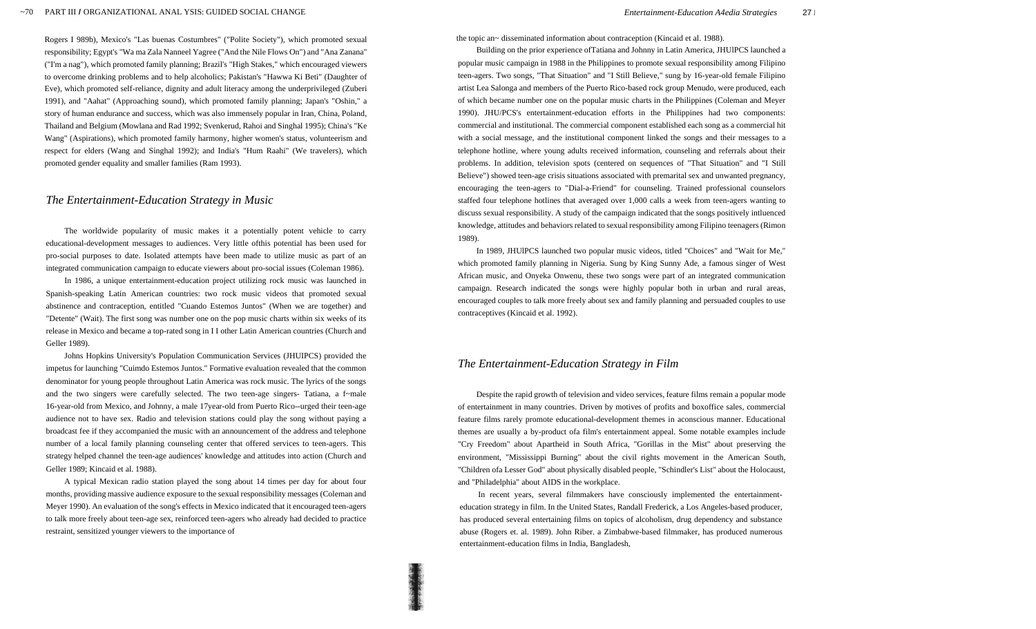Rogers I 989b), Mexico's "Las buenas Costumbres" ("Polite Society"), which promoted sexual responsibility; Egypt's "Wa ma Zala Nanneel Yagree ("And the Nile Flows On") and "Ana Zanana" ("I'm a nag"), which promoted family planning; Brazil's "High Stakes," which encouraged viewers to overcome drinking problems and to help alcoholics; Pakistan's "Hawwa Ki Beti" (Daughter of Eve), which promoted self-reliance, dignity and adult literacy among the underprivileged (Zuberi 1991), and "Aahat" (Approaching sound), which promoted family planning; Japan's "Oshin," a story of human endurance and success, which was also immensely popular in Iran, China, Poland, Thailand and Belgium (Mowlana and Rad 1992; Svenkerud, Rahoi and Singhal 1995); China's "Ke Wang" (Aspirations), which promoted family harmony, higher women's status, volunteerism and respect for elders (Wang and Singhal 1992); and India's "Hum Raahi" (We travelers), which promoted gender equality and smaller families (Ram 1993).

## *The Entertainment-Education Strategy in Music*

The worldwide popularity of music makes it a potentially potent vehicle to carry educational-development messages to audiences. Very little ofthis potential has been used for pro-social purposes to date. Isolated attempts have been made to utilize music as part of an integrated communication campaign to educate viewers about pro-social issues (Coleman 1986).

In 1986, a unique entertainment-education project utilizing rock music was launched in Spanish-speaking Latin American countries: two rock music videos that promoted sexual abstinence and contraception, entitled "Cuando Estemos Juntos" (When we are together) and "Detente" (Wait). The first song was number one on the pop music charts within six weeks of its release in Mexico and became a top-rated song in I I other Latin American countries (Church and Geller 1989).

Johns Hopkins University's Population Communication Services (JHUIPCS) provided the impetus for launching "Cuimdo Estemos Juntos." Formative evaluation revealed that the common denominator for young people throughout Latin America was rock music. The lyrics of the songs and the two singers were carefully selected. The two teen-age singers- Tatiana, a f~male 16-year-old from Mexico, and Johnny, a male 17year-old from Puerto Rico--urged their teen-age audience not to have sex. Radio and television stations could play the song without paying a broadcast fee if they accompanied the music with an announcement of the address and telephone number of a local family planning counseling center that offered services to teen-agers. This strategy helped channel the teen-age audiences' knowledge and attitudes into action (Church and Geller 1989; Kincaid et al. 1988).

A typical Mexican radio station played the song about 14 times per day for about four months, providing massive audience exposure to the sexual responsibility messages (Coleman and Meyer 1990). An evaluation of the song's effects in Mexico indicated that it encouraged teen-agers to talk more freely about teen-age sex, reinforced teen-agers who already had decided to practice restraint, sensitized younger viewers to the importance of the topic an~ disseminated information about contraception (Kincaid et al. 1988).

Building on the prior experience ofTatiana and Johnny in Latin America, JHUlPCS launched a popular music campaign in 1988 in the Philippines to promote sexual responsibility among Filipino teen-agers. Two songs, "That Situation" and "I Still Believe," sung by 16-year-old female Filipino artist Lea Salonga and members of the Puerto Rico-based rock group Menudo, were produced, each of which became number one on the popular music charts in the Philippines (Coleman and Meyer 1990). JHU/PCS's entertainment-education efforts in the Philippines had two components: commercial and institutional. The commercial component established each song as a commercial hit with a social message, and the institutional component linked the songs and their messages to a telephone hotline, where young adults received information, counseling and referrals about their problems. In addition, television spots (centered on sequences of "That Situation" and "I Still Believe") showed teen-age crisis situations associated with premarital sex and unwanted pregnancy, encouraging the teen-agers to "Dial-a-Friend" for counseling. Trained professional counselors staffed four telephone hotlines that averaged over 1,000 calls a week from teen-agers wanting to discuss sexual responsibility. A study of the campaign indicated that the songs positively intluenced knowledge, attitudes and behaviors related to sexual responsibility among Filipino teenagers (Rimon 1989).

In 1989, JHUlPCS launched two popular music videos, titled "Choices" and "Wait for Me," which promoted family planning in Nigeria. Sung by King Sunny Ade, a famous singer of West African music, and Onyeka Onwenu, these two songs were part of an integrated communication campaign. Research indicated the songs were highly popular both in urban and rural areas, encouraged couples to talk more freely about sex and family planning and persuaded couples to use contraceptives (Kincaid et al. 1992).

## *The Entertainment-Education Strategy in Film*

Despite the rapid growth of television and video services, feature films remain a popular mode of entertainment in many countries. Driven by motives of profits and boxoffice sales, commercial feature films rarely promote educational-development themes in aconscious manner. Educational themes are usually a by-product ofa film's entertainment appeal. Some notable examples include "Cry Freedom" about Apartheid in South Africa, "Gorillas in the Mist" about preserving the environment, "Mississippi Burning" about the civil rights movement in the American South, "Children ofa Lesser God" about physically disabled people, "Schindler's List" about the Holocaust, and "Philadelphia" about AIDS in the workplace.

In recent years, several filmmakers have consciously implemented the entertainment-education strategy in film. In the United States, Randall Frederick, a Los Angeles-based producer, has produced several entertaining films on topics of alcoholism, drug dependency and substance abuse (Rogers et. al. 1989). John Riber. a Zimbabwe-based filmmaker, has produced numerous entertainment-education films in India, Bangladesh,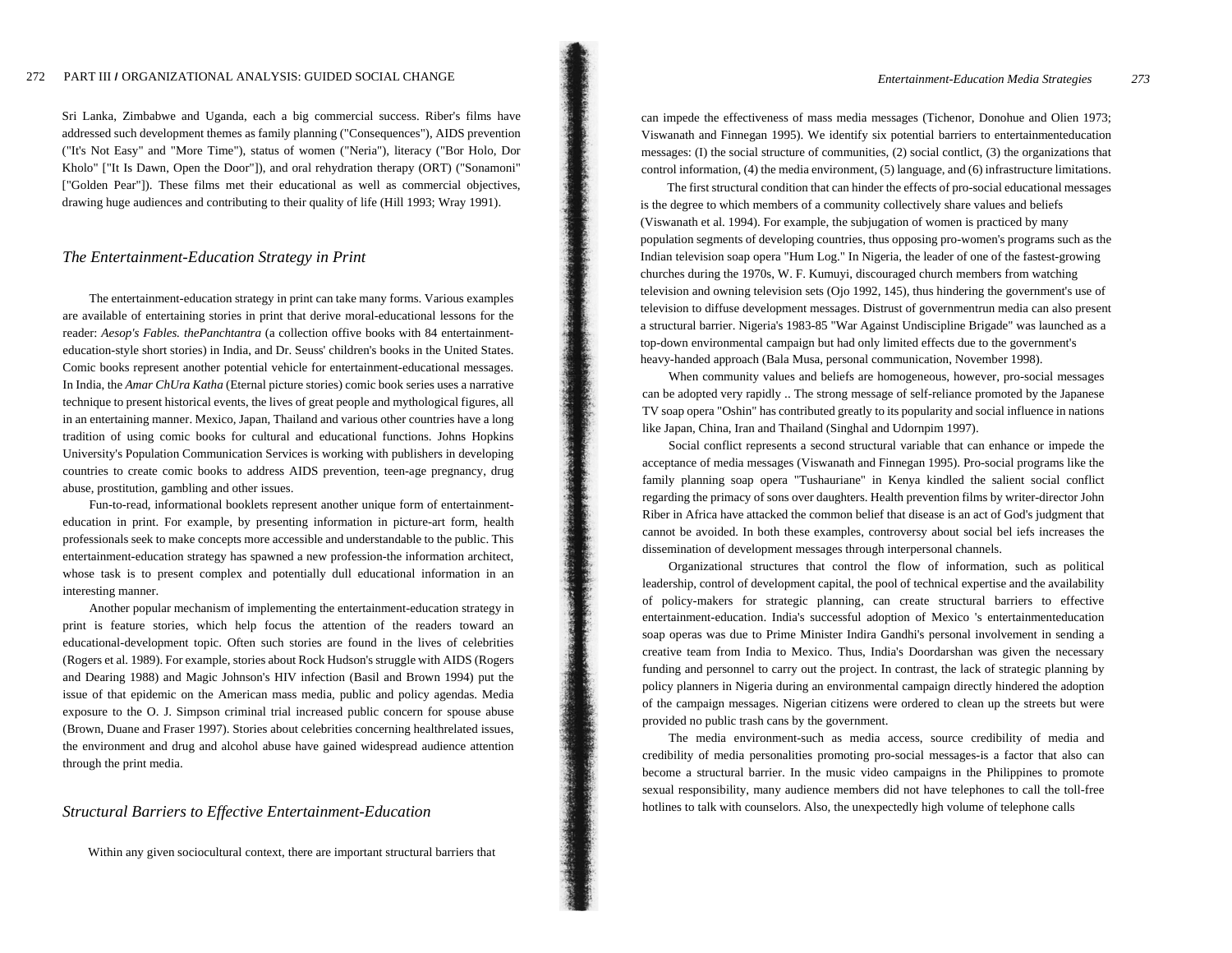Sri Lanka, Zimbabwe and Uganda, each a big commercial success. Riber's films have addressed such development themes as family planning ("Consequences"), AIDS prevention ("It's Not Easy" and "More Time"), status of women ("Neria"), literacy ("Bor Holo, Dor Kholo" ["It Is Dawn, Open the Door"]), and oral rehydration therapy (ORT) ("Sonamoni" ["Golden Pear"]). These films met their educational as well as commercial objectives, drawing huge audiences and contributing to their quality of life (Hill 1993; Wray 1991).

## *The Entertainment-Education Strategy in Print*

The entertainment-education strategy in print can take many forms. Various examples are available of entertaining stories in print that derive moral-educational lessons for the reader: *Aesop's Fables. thePanchtantra* (a collection offive books with 84 entertainment-education-style short stories) in India, and Dr. Seuss' children's books in the United States. Comic books represent another potential vehicle for entertainment-educational messages. In India, the *Amar ChUra Katha* (Eternal picture stories) comic book series uses a narrative technique to present historical events, the lives of great people and mythological figures, all in an entertaining manner. Mexico, Japan, Thailand and various other countries have a long tradition of using comic books for cultural and educational functions. Johns Hopkins University's Population Communication Services is working with publishers in developing countries to create comic books to address AIDS prevention, teen-age pregnancy, drug abuse, prostitution, gambling and other issues.

Fun-to-read, informational booklets represent another unique form of entertainment-education in print. For example, by presenting information in picture-art form, health professionals seek to make concepts more accessible and understandable to the public. This entertainment-education strategy has spawned a new profession-the information architect, whose task is to present complex and potentially dull educational information in an interesting manner.

Another popular mechanism of implementing the entertainment-education strategy in print is feature stories, which help focus the attention of the readers toward an educational-development topic. Often such stories are found in the lives of celebrities (Rogers et al. 1989). For example, stories about Rock Hudson's struggle with AIDS (Rogers and Dearing 1988) and Magic Johnson's HIV infection (Basil and Brown 1994) put the issue of that epidemic on the American mass media, public and policy agendas. Media exposure to the O. J. Simpson criminal trial increased public concern for spouse abuse (Brown, Duane and Fraser 1997). Stories about celebrities concerning healthrelated issues, the environment and drug and alcohol abuse have gained widespread audience attention through the print media.

## *Structural Barriers to Effective Entertainment-Education*

Within any given sociocultural context, there are important structural barriers that can impede the effectiveness of mass media messages (Tichenor, Donohue and Olien 1973; Viswanath and Finnegan 1995). We identify six potential barriers to entertainmenteducation messages: (I) the social structure of communities, (2) social contlict, (3) the organizations that control information, (4) the media environment, (5) language, and (6) infrastructure limitations.

The first structural condition that can hinder the effects of pro-social educational messages is the degree to which members of a community collectively share values and beliefs (Viswanath et al. 1994). For example, the subjugation of women is practiced by many population segments of developing countries, thus opposing pro-women's programs such as the Indian television soap opera "Hum Log." In Nigeria, the leader of one of the fastest-growing churches during the 1970s, W. F. Kumuyi, discouraged church members from watching television and owning television sets (Ojo 1992, 145), thus hindering the government's use of television to diffuse development messages. Distrust of governmentrun media can also present a structural barrier. Nigeria's 1983-85 "War Against Undiscipline Brigade" was launched as a top-down environmental campaign but had only limited effects due to the government's heavy-handed approach (Bala Musa, personal communication, November 1998).

When community values and beliefs are homogeneous, however, pro-social messages can be adopted very rapidly .. The strong message of self-reliance promoted by the Japanese TV soap opera "Oshin" has contributed greatly to its popularity and social influence in nations like Japan, China, Iran and Thailand (Singhal and Udornpim 1997).

Social conflict represents a second structural variable that can enhance or impede the acceptance of media messages (Viswanath and Finnegan 1995). Pro-social programs like the family planning soap opera "Tushauriane" in Kenya kindled the salient social conflict regarding the primacy of sons over daughters. Health prevention films by writer-director John Riber in Africa have attacked the common belief that disease is an act of God's judgment that cannot be avoided. In both these examples, controversy about social bel iefs increases the dissemination of development messages through interpersonal channels.

Organizational structures that control the flow of information, such as political leadership, control of development capital, the pool of technical expertise and the availability of policy-makers for strategic planning, can create structural barriers to effective entertainment-education. India's successful adoption of Mexico 's entertainmenteducation soap operas was due to Prime Minister Indira Gandhi's personal involvement in sending a creative team from India to Mexico. Thus, India's Doordarshan was given the necessary funding and personnel to carry out the project. In contrast, the lack of strategic planning by policy planners in Nigeria during an environmental campaign directly hindered the adoption of the campaign messages. Nigerian citizens were ordered to clean up the streets but were provided no public trash cans by the government.

The media environment-such as media access, source credibility of media and credibility of media personalities promoting pro-social messages-is a factor that also can become a structural barrier. In the music video campaigns in the Philippines to promote sexual responsibility, many audience members did not have telephones to call the toll-free hotlines to talk with counselors. Also, the unexpectedly high volume of telephone calls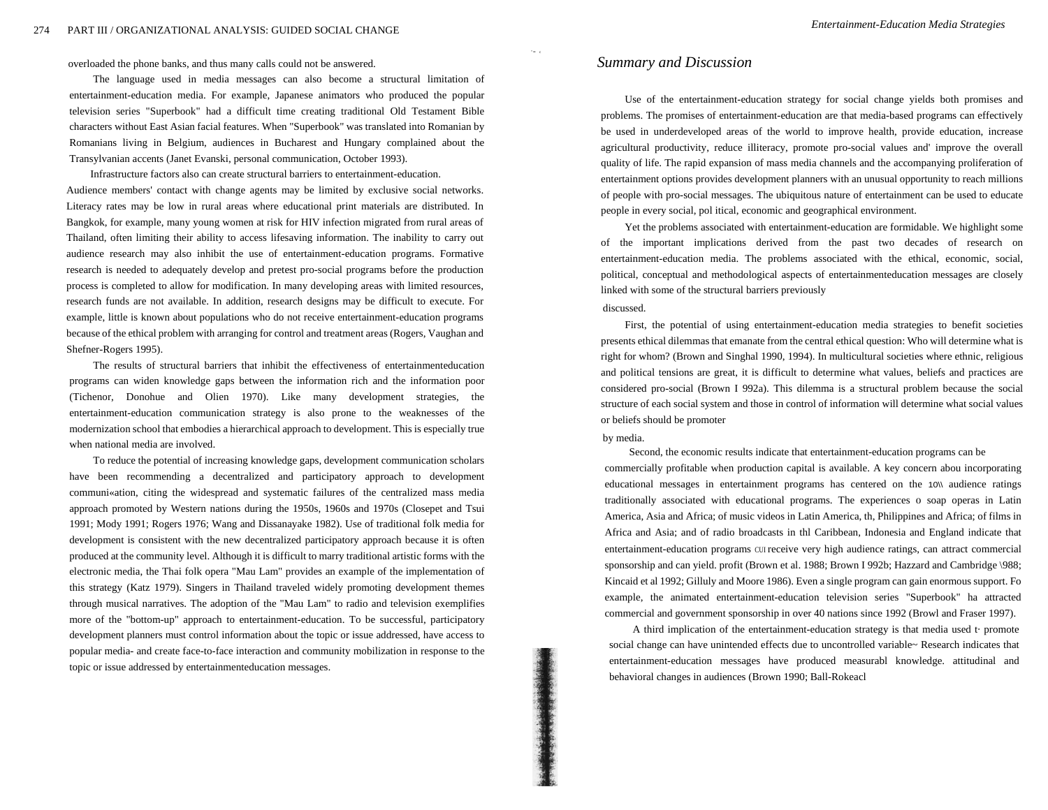overloaded the phone banks, and thus many calls could not be answered.

The language used in media messages can also become a structural limitation of entertainment-education media. For example, Japanese animators who produced the popular television series "Superbook" had a difficult time creating traditional Old Testament Bible characters without East Asian facial features. When "Superbook" was translated into Romanian by Romanians living in Belgium, audiences in Bucharest and Hungary complained about the Transylvanian accents (Janet Evanski, personal communication, October 1993).

Infrastructure factors also can create structural barriers to entertainment-education. Audience members' contact with change agents may be limited by exclusive social networks. Literacy rates may be low in rural areas where educational print materials are distributed. In Bangkok, for example, many young women at risk for HIV infection migrated from rural areas of Thailand, often limiting their ability to access lifesaving information. The inability to carry out audience research may also inhibit the use of entertainment-education programs. Formative research is needed to adequately develop and pretest pro-social programs before the production process is completed to allow for modification. In many developing areas with limited resources, research funds are not available. In addition, research designs may be difficult to execute. For example, little is known about populations who do not receive entertainment-education programs because of the ethical problem with arranging for control and treatment areas (Rogers, Vaughan and Shefner-Rogers 1995).

The results of structural barriers that inhibit the effectiveness of entertainmenteducation programs can widen knowledge gaps between the information rich and the information poor (Tichenor, Donohue and Olien 1970). Like many development strategies, the entertainment-education communication strategy is also prone to the weaknesses of the modernization school that embodies a hierarchical approach to development. This is especially true when national media are involved.

To reduce the potential of increasing knowledge gaps, development communication scholars have been recommending a decentralized and participatory approach to development communi«ation, citing the widespread and systematic failures of the centralized mass media approach promoted by Western nations during the 1950s, 1960s and 1970s (Closepet and Tsui 1991; Mody 1991; Rogers 1976; Wang and Dissanayake 1982). Use of traditional folk media for development is consistent with the new decentralized participatory approach because it is often produced at the community level. Although it is difficult to marry traditional artistic forms with the electronic media, the Thai folk opera "Mau Lam" provides an example of the implementation of this strategy (Katz 1979). Singers in Thailand traveled widely promoting development themes through musical narratives. The adoption of the "Mau Lam" to radio and television exemplifies more of the "bottom-up" approach to entertainment-education. To be successful, participatory development planners must control information about the topic or issue addressed, have access to popular media- and create face-to-face interaction and community mobilization in response to the topic or issue addressed by entertainmenteducation messages.

## *Summary and Discussion*

Use of the entertainment-education strategy for social change yields both promises and problems. The promises of entertainment-education are that media-based programs can effectively be used in underdeveloped areas of the world to improve health, provide education, increase agricultural productivity, reduce illiteracy, promote pro-social values and' improve the overall quality of life. The rapid expansion of mass media channels and the accompanying proliferation of entertainment options provides development planners with an unusual opportunity to reach millions of people with pro-social messages. The ubiquitous nature of entertainment can be used to educate people in every social, pol itical, economic and geographical environment.

Yet the problems associated with entertainment-education are formidable. We highlight some of the important implications derived from the past two decades of research on entertainment-education media. The problems associated with the ethical, economic, social, political, conceptual and methodological aspects of entertainmenteducation messages are closely linked with some of the structural barriers previously discussed.

First, the potential of using entertainment-education media strategies to benefit societies presents ethical dilemmas that emanate from the central ethical question: Who will determine what is right for whom? (Brown and Singhal 1990, 1994). In multicultural societies where ethnic, religious and political tensions are great, it is difficult to determine what values, beliefs and practices are considered pro-social (Brown I 992a). This dilemma is a structural problem because the social structure of each social system and those in control of information will determine what social values or beliefs should be promoter by media.

Second, the economic results indicate that entertainment-education programs can be commercially profitable when production capital is available. A key concern abou incorporating educational messages in entertainment programs has centered on the 10\\ audience ratings traditionally associated with educational programs. The experiences o soap operas in Latin America, Asia and Africa; of music videos in Latin America, th, Philippines and Africa; of films in Africa and Asia; and of radio broadcasts in thl Caribbean, Indonesia and England indicate that entertainment-education programs CUI receive very high audience ratings, can attract commercial sponsorship and can yield. profit (Brown et al. 1988; Brown I 992b; Hazzard and Cambridge \988; Kincaid et al 1992; Gilluly and Moore 1986). Even a single program can gain enormous support. Fo example, the animated entertainment-education television series "Superbook" ha attracted commercial and government sponsorship in over 40 nations since 1992 (Browl and Fraser 1997).

A third implication of the entertainment-education strategy is that media used t· promote social change can have unintended effects due to uncontrolled variable~ Research indicates that entertainment-education messages have produced measurabl knowledge. attitudinal and behavioral changes in audiences (Brown 1990; Ball-Rokeacl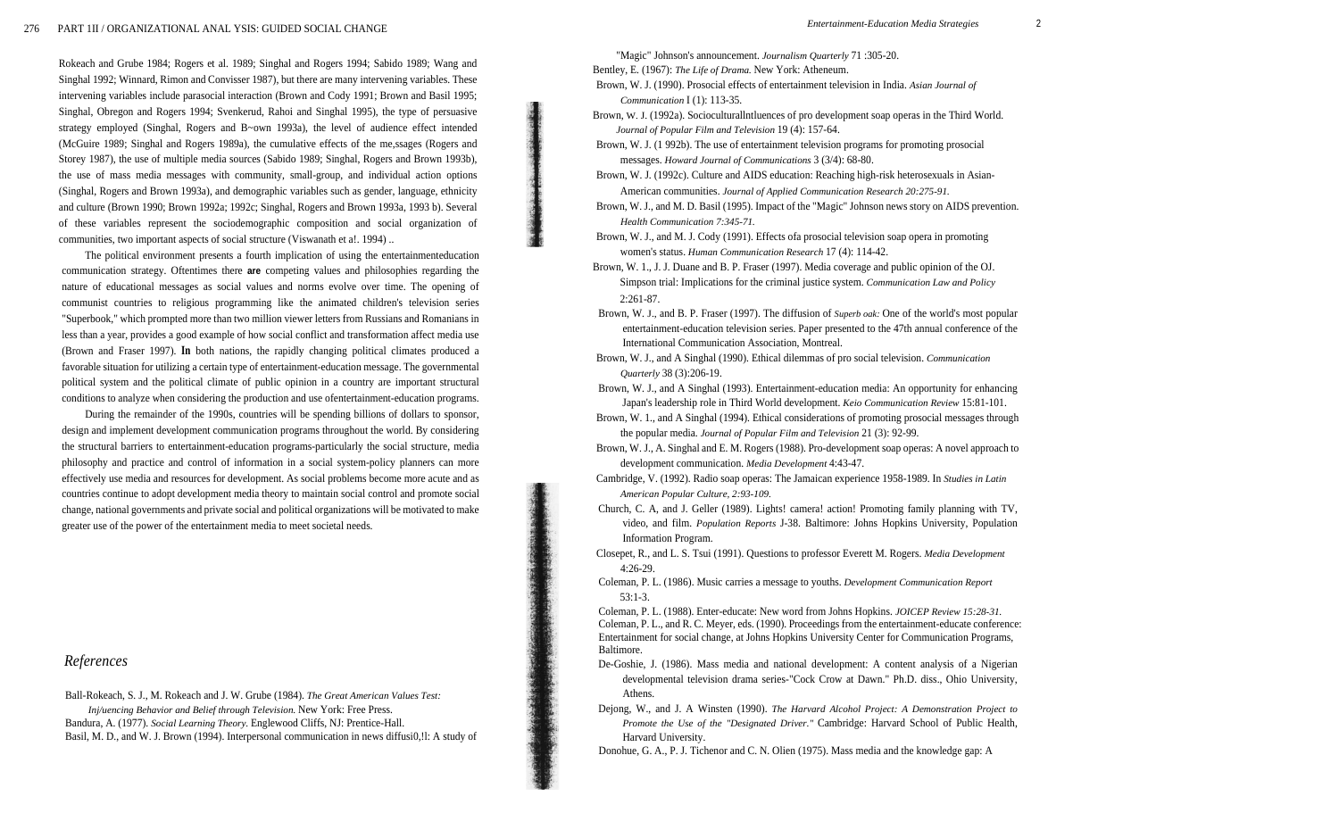Rokeach and Grube 1984; Rogers et al. 1989; Singhal and Rogers 1994; Sabido 1989; Wang and Singhal 1992; Winnard, Rimon and Convisser 1987), but there are many intervening variables. These intervening variables include parasocial interaction (Brown and Cody 1991; Brown and Basil 1995; Singhal, Obregon and Rogers 1994; Svenkerud, Rahoi and Singhal 1995), the type of persuasive strategy employed (Singhal, Rogers and B~own 1993a), the level of audience effect intended (McGuire 1989; Singhal and Rogers 1989a), the cumulative effects of the me,ssages (Rogers and Storey 1987), the use of multiple media sources (Sabido 1989; Singhal, Rogers and Brown 1993b), the use of mass media messages with community, small-group, and individual action options (Singhal, Rogers and Brown 1993a), and demographic variables such as gender, language, ethnicity and culture (Brown 1990; Brown 1992a; 1992c; Singhal, Rogers and Brown 1993a, 1993 b). Several of these variables represent the sociodemographic composition and social organization of communities, two important aspects of social structure (Viswanath et a!. 1994) ..

The political environment presents a fourth implication of using the entertainmenteducation communication strategy. Oftentimes there **are** competing values and philosophies regarding the nature of educational messages as social values and norms evolve over time. The opening of communist countries to religious programming like the animated children's television series "Superbook," which prompted more than two million viewer letters from Russians and Romanians in less than a year, provides a good example of how social conflict and transformation affect media use (Brown and Fraser 1997). **In** both nations, the rapidly changing political climates produced a favorable situation for utilizing a certain type of entertainment-education message. The governmental political system and the political climate of public opinion in a country are important structural conditions to analyze when considering the production and use ofentertainment-education programs.

During the remainder of the 1990s, countries will be spending billions of dollars to sponsor, design and implement development communication programs throughout the world. By considering the structural barriers to entertainment-education programs-particularly the social structure, media philosophy and practice and control of information in a social system-policy planners can more effectively use media and resources for development. As social problems become more acute and as countries continue to adopt development media theory to maintain social control and promote social change, national governments and private social and political organizations will be motivated to make greater use of the power of the entertainment media to meet societal needs.

## *References*

Ball-Rokeach, S. J., M. Rokeach and J. W. Grube (1984). *The Great American Values Test: Inj/uencing Behavior and Belief through Television.* New York: Free Press.

Bandura, A. (1977). *Social Learning Theory.* Englewood Cliffs, NJ: Prentice-Hall.

Basil, M. D., and W. J. Brown (1994). Interpersonal communication in news diffusi0,!l: A study of "Magic" Johnson's announcement. *Journalism Quarterly* 71 :305-20.

Bentley, E. (1967): *The Life of Drama.* New York: Atheneum.

Brown, W. J. (1990). Prosocial effects of entertainment television in India. *Asian Journal of Communication* I (1): 113-35.

Brown, W. J. (1992a). Socioculturallntluences of pro development soap operas in the Third World. *Journal of Popular Film and Television* 19 (4): 157-64.

Brown, W. J. (1 992b). The use of entertainment television programs for promoting prosocial messages. *Howard Journal of Communications* 3 (3/4): 68-80.

Brown, W. J. (1992c). Culture and AIDS education: Reaching high-risk heterosexuals in Asian-American communities. *Journal of Applied Communication Research 20:275-91.*

Brown, W. J., and M. D. Basil (1995). Impact of the "Magic" Johnson news story on AIDS prevention. *Health Communication 7:345-71.*

Brown, W. J., and M. J. Cody (1991). Effects ofa prosocial television soap opera in promoting women's status. *Human Communication Research* 17 (4): 114-42.

Brown, W. 1., J. J. Duane and B. P. Fraser (1997). Media coverage and public opinion of the OJ. Simpson trial: Implications for the criminal justice system. *Communication Law and Policy* 2:261-87.

Brown, W. J., and B. P. Fraser (1997). The diffusion of *Superb oak:* One of the world's most popular entertainment-education television series. Paper presented to the 47th annual conference of the International Communication Association, Montreal.

Brown, W. J., and A Singhal (1990). Ethical dilemmas of pro social television. *Communication Quarterly* 38 (3):206-19.

Brown, W. J., and A Singhal (1993). Entertainment-education media: An opportunity for enhancing Japan's leadership role in Third World development. *Keio Communication Review* 15:81-101.

Brown, W. 1., and A Singhal (1994). Ethical considerations of promoting prosocial messages through the popular media. *Journal of Popular Film and Television* 21 (3): 92-99.

Brown, W. J., A. Singhal and E. M. Rogers (1988). Pro-development soap operas: A novel approach to development communication. *Media Development* 4:43-47.

Cambridge, V. (1992). Radio soap operas: The Jamaican experience 1958-1989. In *Studies in Latin American Popular Culture, 2:93-109.*

Church, C. A, and J. Geller (1989). Lights! camera! action! Promoting family planning with TV, video, and film. *Population Reports* J-38. Baltimore: Johns Hopkins University, Population Information Program.

Closepet, R., and L. S. Tsui (1991). Questions to professor Everett M. Rogers. *Media Development* 4:26-29.

Coleman, P. L. (1986). Music carries a message to youths. *Development Communication Report* 53:1-3.

Coleman, P. L. (1988). Enter-educate: New word from Johns Hopkins. *JOICEP Review 15:28-31.*

Coleman, P. L., and R. C. Meyer, eds. (1990). Proceedings from the entertainment-educate conference: Entertainment for social change, at Johns Hopkins University Center for Communication Programs, Baltimore.

De-Goshie, J. (1986). Mass media and national development: A content analysis of a Nigerian developmental television drama series-"Cock Crow at Dawn." Ph.D. diss., Ohio University, Athens.

Dejong, W., and J. A Winsten (1990). *The Harvard Alcohol Project: A Demonstration Project to Promote the Use of the "Designated Driver."* Cambridge: Harvard School of Public Health, Harvard University.

Donohue, G. A., P. J. Tichenor and C. N. Olien (1975). Mass media and the knowledge gap: A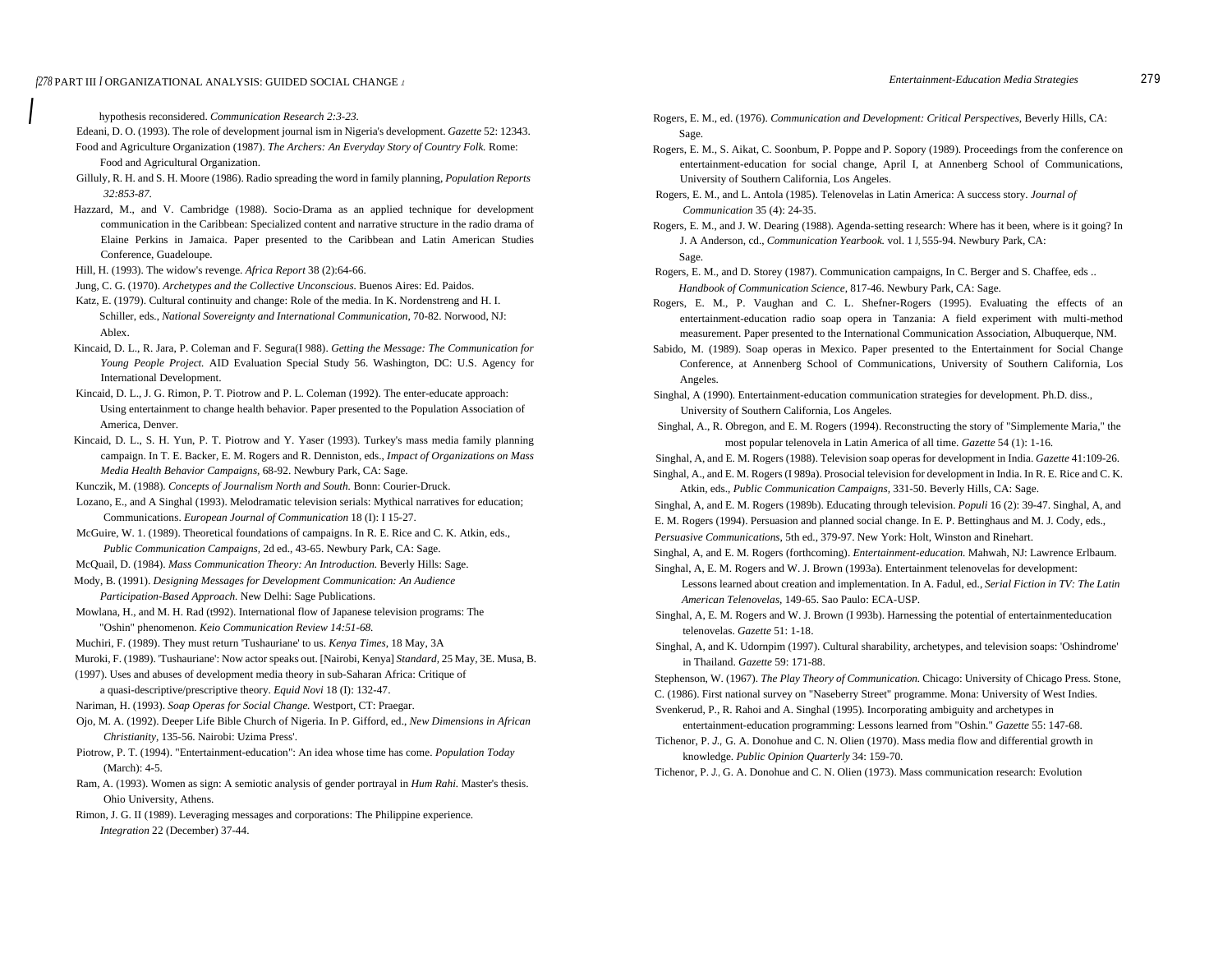hypothesis reconsidered. *Communication Research 2:3-23.*

Edeani, D. O. (1993). The role of development journal ism in Nigeria's development. *Gazette* 52: 12343.

Food and Agriculture Organization (1987). *The Archers: An Everyday Story of Country Folk.* Rome: Food and Agricultural Organization.

Gilluly, R. H. and S. H. Moore (1986). Radio spreading the word in family planning, *Population Reports 32:853-87.*

Hazzard, M., and V. Cambridge (1988). Socio-Drama as an applied technique for development communication in the Caribbean: Specialized content and narrative structure in the radio drama of Elaine Perkins in Jamaica. Paper presented to the Caribbean and Latin American Studies Conference, Guadeloupe.

Hill, H. (1993). The widow's revenge. *Africa Report* 38 (2):64-66.

Jung, C. G. (1970). *Archetypes and the Collective Unconscious.* Buenos Aires: Ed. Paidos.

Katz, E. (1979). Cultural continuity and change: Role of the media. In K. Nordenstreng and H. I. Schiller, eds., *National Sovereignty and International Communication,* 70-82. Norwood, NJ: Ablex.

Kincaid, D. L., R. Jara, P. Coleman and F. Segura(I 988). *Getting the Message: The Communication for Young People Project.* AID Evaluation Special Study 56. Washington, DC: U.S. Agency for International Development.

Kincaid, D. L., J. G. Rimon, P. T. Piotrow and P. L. Coleman (1992). The enter-educate approach: Using entertainment to change health behavior. Paper presented to the Population Association of America, Denver.

Kincaid, D. L., S. H. Yun, P. T. Piotrow and Y. Yaser (1993). Turkey's mass media family planning campaign. In T. E. Backer, E. M. Rogers and R. Denniston, eds., *Impact of Organizations on Mass Media Health Behavior Campaigns,* 68-92. Newbury Park, CA: Sage.

Kunczik, M. (1988). *Concepts of Journalism North and South.* Bonn: Courier-Druck.

Lozano, E., and A Singhal (1993). Melodramatic television serials: Mythical narratives for education; Communications. *European Journal of Communication* 18 (I): I 15-27.

McGuire, W. 1. (1989). Theoretical foundations of campaigns. In R. E. Rice and C. K. Atkin, eds., *Public Communication Campaigns,* 2d ed., 43-65. Newbury Park, CA: Sage.

McQuail, D. (1984). *Mass Communication Theory: An Introduction.* Beverly Hills: Sage.

Mody, B. (1991). *Designing Messages for Development Communication: An Audience Participation-Based Approach.* New Delhi: Sage Publications.

Mowlana, H., and M. H. Rad (t992). International flow of Japanese television programs: The "Oshin" phenomenon. *Keio Communication Review 14:51-68.*

Muchiri, F. (1989). They must return 'Tushauriane' to us. *Kenya Times,* 18 May, 3A

Muroki, F. (1989). 'Tushauriane': Now actor speaks out. [Nairobi, Kenya] *Standard,* 25 May, 3E. Musa, B. (1997). Uses and abuses of development media theory in sub-Saharan Africa: Critique of a quasi-descriptive/prescriptive theory. *Equid Novi* 18 (I): 132-47.

Nariman, H. (1993). *Soap Operas for Social Change.* Westport, CT: Praegar.

Ojo, M. A. (1992). Deeper Life Bible Church of Nigeria. In P. Gifford, ed., *New Dimensions in African Christianity,* 135-56. Nairobi: Uzima Press'.

Piotrow, P. T. (1994). "Entertainment-education": An idea whose time has come. *Population Today* (March): 4-5.

Ram, A. (1993). Women as sign: A semiotic analysis of gender portrayal in *Hum Rahi.* Master's thesis. Ohio University, Athens.

Rimon, J. G. II (1989). Leveraging messages and corporations: The Philippine experience. *Integration* 22 (December) 37-44.

Rogers, E. M., ed. (1976). *Communication and Development: Critical Perspectives,* Beverly Hills, CA: Sage.

Rogers, E. M., S. Aikat, C. Soonbum, P. Poppe and P. Sopory (1989). Proceedings from the conference on entertainment-education for social change, April I, at Annenberg School of Communications, University of Southern California, Los Angeles.

Rogers, E. M., and L. Antola (1985). Telenovelas in Latin America: A success story. *Journal of Communication* 35 (4): 24-35.

Rogers, E. M., and J. W. Dearing (1988). Agenda-setting research: Where has it been, where is it going? In J. A Anderson, cd., *Communication Yearbook.* vol. 1 J, 555-94. Newbury Park, CA: Sage.

Rogers, E. M., and D. Storey (1987). Communication campaigns, In C. Berger and S. Chaffee, eds .. *Handbook of Communication Science,* 817-46. Newbury Park, CA: Sage.

Rogers, E. M., P. Vaughan and C. L. Shefner-Rogers (1995). Evaluating the effects of an entertainment-education radio soap opera in Tanzania: A field experiment with multi-method measurement. Paper presented to the International Communication Association, Albuquerque, NM.

Sabido, M. (1989). Soap operas in Mexico. Paper presented to the Entertainment for Social Change Conference, at Annenberg School of Communications, University of Southern California, Los Angeles.

Singhal, A (1990). Entertainment-education communication strategies for development. Ph.D. diss., University of Southern California, Los Angeles.

Singhal, A., R. Obregon, and E. M. Rogers (1994). Reconstructing the story of "Simplemente Maria," the most popular telenovela in Latin America of all time. *Gazette* 54 (1): 1-16.

Singhal, A, and E. M. Rogers (1988). Television soap operas for development in India. *Gazette* 41:109-26.

Singhal, A., and E. M. Rogers (I 989a). Prosocial television for development in India. In R. E. Rice and C. K. Atkin, eds., *Public Communication Campaigns,* 331-50. Beverly Hills, CA: Sage.

Singhal, A, and E. M. Rogers (1989b). Educating through television. *Populi* 16 (2): 39-47. Singhal, A, and E. M. Rogers (1994). Persuasion and planned social change. In E. P. Bettinghaus and M. J. Cody, eds., *Persuasive Communications,* 5th ed., 379-97. New York: Holt, Winston and Rinehart.

Singhal, A, and E. M. Rogers (forthcoming). *Entertainment-education.* Mahwah, NJ: Lawrence Erlbaum.

Singhal, A, E. M. Rogers and W. J. Brown (1993a). Entertainment telenovelas for development: Lessons learned about creation and implementation. In A. Fadul, ed., *Serial Fiction in TV: The Latin American Telenovelas,* 149-65. Sao Paulo: ECA-USP.

Singhal, A, E. M. Rogers and W. J. Brown (I 993b). Harnessing the potential of entertainmenteducation telenovelas. *Gazette* 51: 1-18.

Singhal, A, and K. Udornpim (1997). Cultural sharability, archetypes, and television soaps: 'Oshindrome' in Thailand. *Gazette* 59: 171-88.

Stephenson, W. (1967). *The Play Theory of Communication.* Chicago: University of Chicago Press. Stone, C. (1986). First national survey on "Naseberry Street" programme. Mona: University of West Indies.

Svenkerud, P., R. Rahoi and A. Singhal (1995). Incorporating ambiguity and archetypes in entertainment-education programming: Lessons learned from "Oshin." *Gazette* 55: 147-68.

Tichenor, P. J., G. A. Donohue and C. N. Olien (1970). Mass media flow and differential growth in knowledge. *Public Opinion Quarterly* 34: 159-70.

Tichenor, P. J., G. A. Donohue and C. N. Olien (1973). Mass communication research: Evolution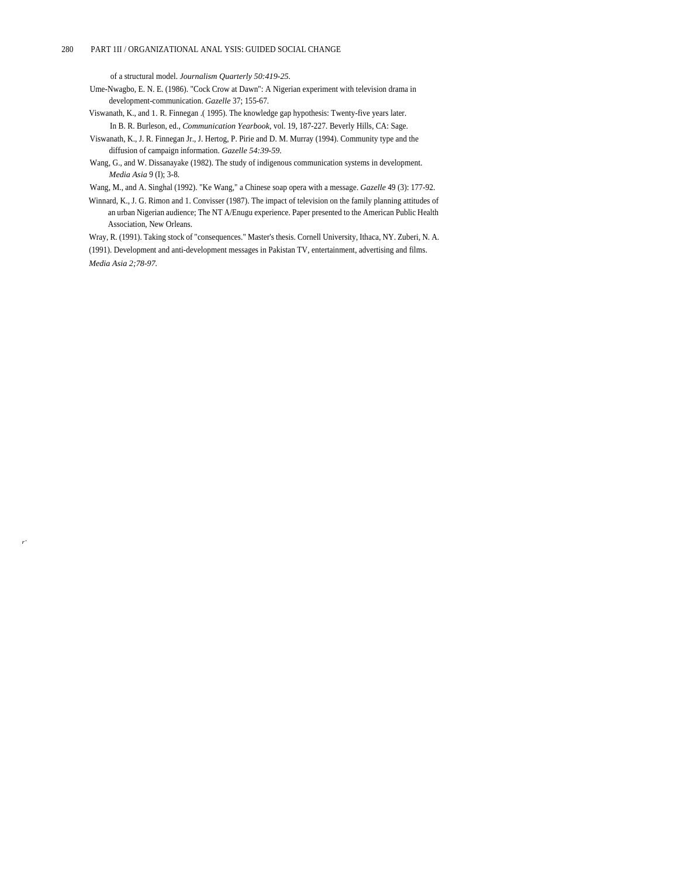of a structural model. *Journalism Quarterly 50:419-25.*

Ume-Nwagbo, E. N. E. (1986). "Cock Crow at Dawn": A Nigerian experiment with television drama in development-communication. *Gazelle* 37; 155-67.

Viswanath, K., and 1. R. Finnegan .( 1995). The knowledge gap hypothesis: Twenty-five years later. In B. R. Burleson, ed., *Communication Yearbook*, vol. 19, 187-227. Beverly Hills, CA: Sage.

Viswanath, K., J. R. Finnegan Jr., J. Hertog, P. Pirie and D. M. Murray (1994). Community type and the diffusion of campaign information. *Gazelle 54:39-59.*

Wang, G., and W. Dissanayake (1982). The study of indigenous communication systems in development. *Media Asia* 9 (I); 3-8.

Wang, M., and A. Singhal (1992). "Ke Wang," a Chinese soap opera with a message. *Gazelle* 49 (3): 177-92.

Winnard, K., J. G. Rimon and 1. Convisser (1987). The impact of television on the family planning attitudes of an urban Nigerian audience; The NT A/Enugu experience. Paper presented to the American Public Health Association, New Orleans.

Wray, R. (1991). Taking stock of "consequences." Master's thesis. Cornell University, Ithaca, NY. Zuberi, N. A. (1991). Development and anti-development messages in Pakistan TV, entertainment, advertising and films. *Media Asia 2;78-97.*